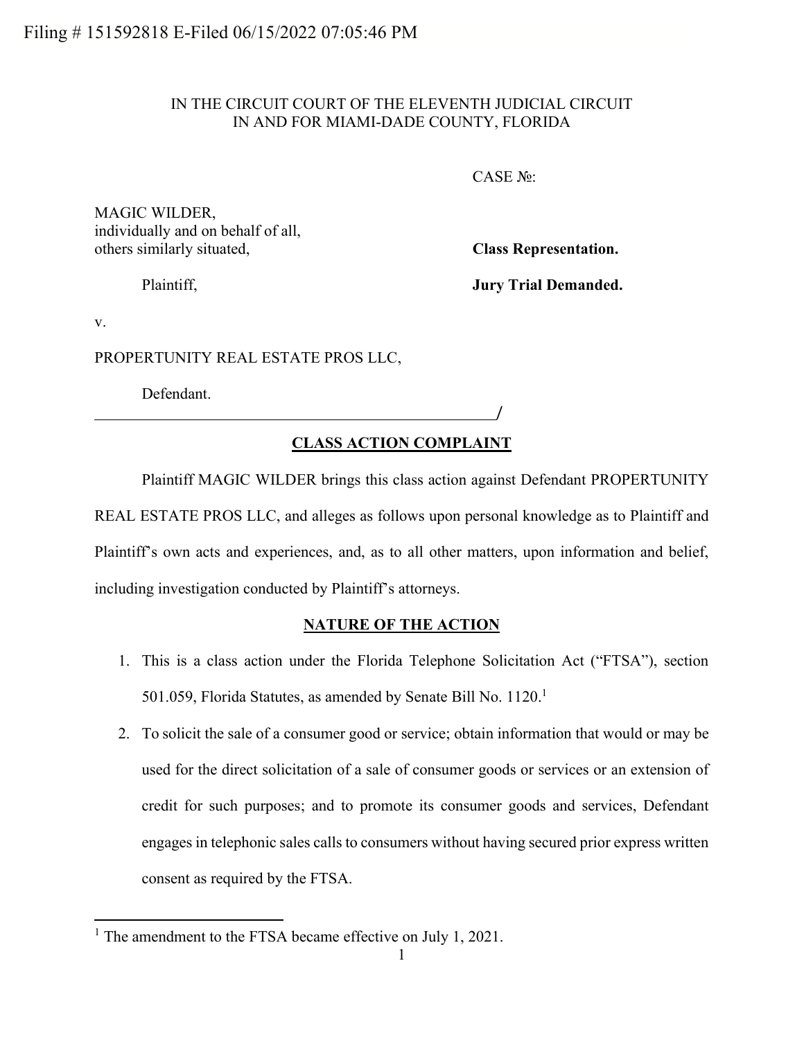Filing # 151592818 E-Filed 06/15/2022 07:05:46 PM

IN THE CIRCUIT COURT OF THE ELEVENTH JUDICIAL CIRCUIT
IN AND FOR MIAMI-DADE COUNTY, FLORIDA

CASE №:

MAGIC WILDER,
individually and on behalf of all,
others similarly situated,

**Class Representation.**

Plaintiff,

**Jury Trial Demanded.**

v.

PROPERTUNITY REAL ESTATE PROS LLC,

Defendant.

_______________________________________/

## CLASS ACTION COMPLAINT

Plaintiff MAGIC WILDER brings this class action against Defendant PROPERTUNITY REAL ESTATE PROS LLC, and alleges as follows upon personal knowledge as to Plaintiff and Plaintiff's own acts and experiences, and, as to all other matters, upon information and belief, including investigation conducted by Plaintiff's attorneys.

## NATURE OF THE ACTION

1. This is a class action under the Florida Telephone Solicitation Act ("FTSA"), section 501.059, Florida Statutes, as amended by Senate Bill No. 1120.[1]

2. To solicit the sale of a consumer good or service; obtain information that would or may be used for the direct solicitation of a sale of consumer goods or services or an extension of credit for such purposes; and to promote its consumer goods and services, Defendant engages in telephonic sales calls to consumers without having secured prior express written consent as required by the FTSA.

---

[1] The amendment to the FTSA became effective on July 1, 2021.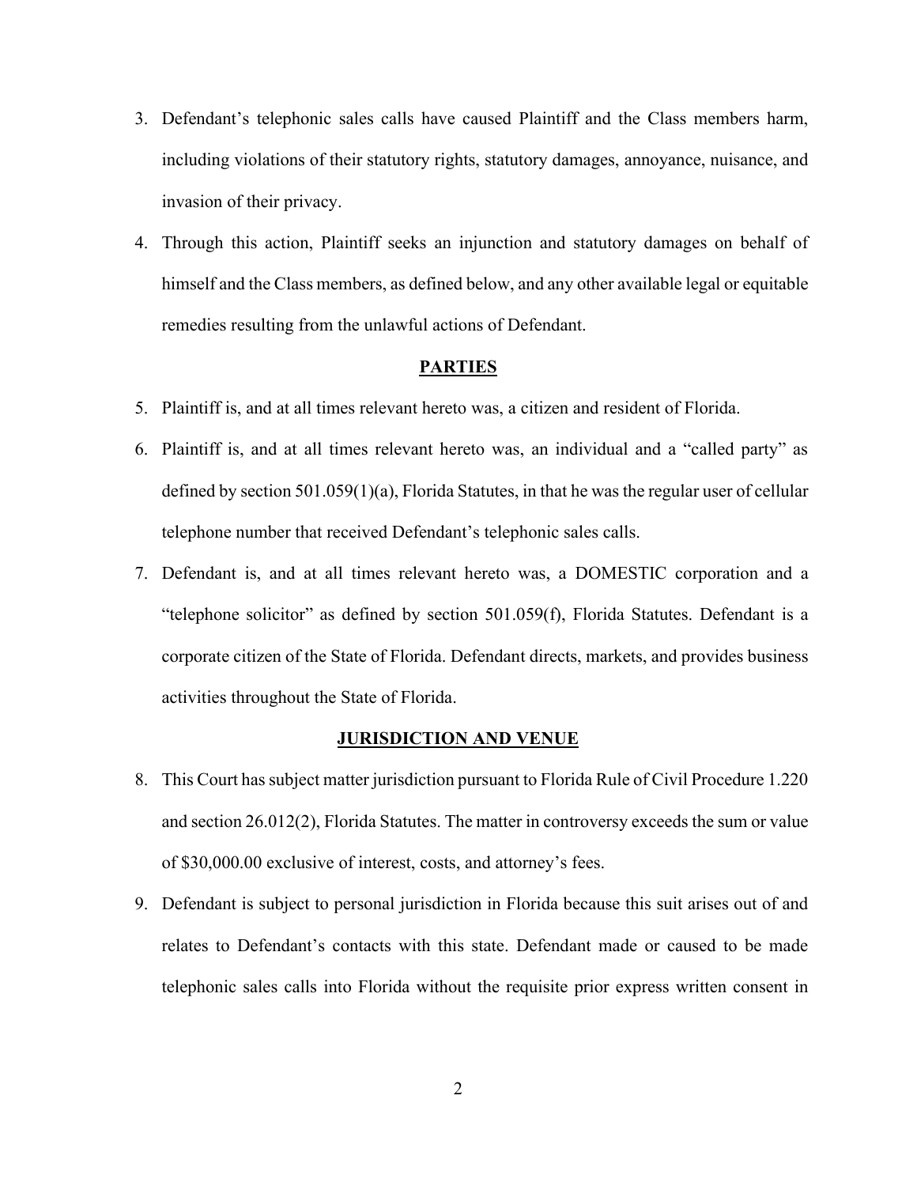3. Defendant's telephonic sales calls have caused Plaintiff and the Class members harm, including violations of their statutory rights, statutory damages, annoyance, nuisance, and invasion of their privacy.

4. Through this action, Plaintiff seeks an injunction and statutory damages on behalf of himself and the Class members, as defined below, and any other available legal or equitable remedies resulting from the unlawful actions of Defendant.

## PARTIES

5. Plaintiff is, and at all times relevant hereto was, a citizen and resident of Florida.

6. Plaintiff is, and at all times relevant hereto was, an individual and a "called party" as defined by section 501.059(1)(a), Florida Statutes, in that he was the regular user of cellular telephone number that received Defendant's telephonic sales calls.

7. Defendant is, and at all times relevant hereto was, a DOMESTIC corporation and a "telephone solicitor" as defined by section 501.059(f), Florida Statutes. Defendant is a corporate citizen of the State of Florida. Defendant directs, markets, and provides business activities throughout the State of Florida.

## JURISDICTION AND VENUE

8. This Court has subject matter jurisdiction pursuant to Florida Rule of Civil Procedure 1.220 and section 26.012(2), Florida Statutes. The matter in controversy exceeds the sum or value of $30,000.00 exclusive of interest, costs, and attorney's fees.

9. Defendant is subject to personal jurisdiction in Florida because this suit arises out of and relates to Defendant's contacts with this state. Defendant made or caused to be made telephonic sales calls into Florida without the requisite prior express written consent in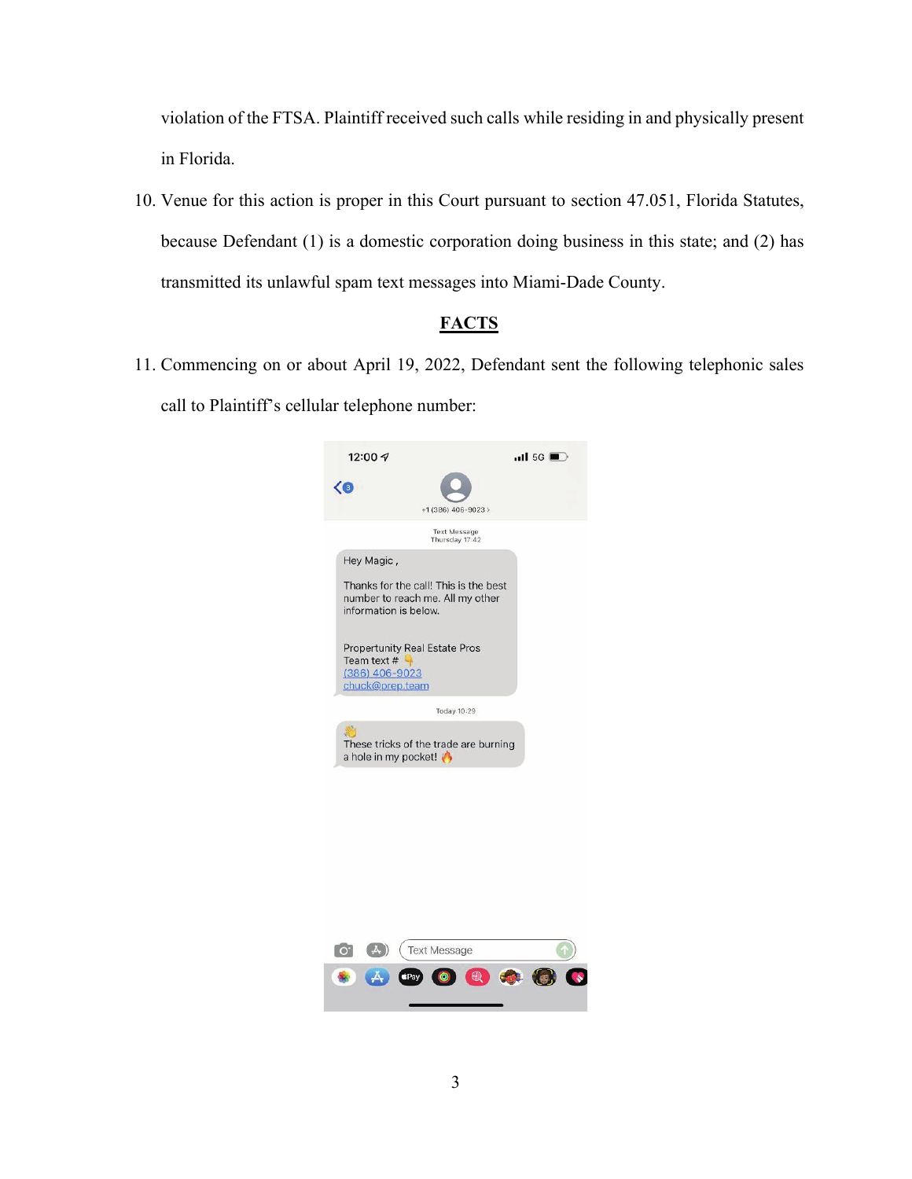violation of the FTSA. Plaintiff received such calls while residing in and physically present in Florida.

10. Venue for this action is proper in this Court pursuant to section 47.051, Florida Statutes, because Defendant (1) is a domestic corporation doing business in this state; and (2) has transmitted its unlawful spam text messages into Miami-Dade County.

## FACTS

11. Commencing on or about April 19, 2022, Defendant sent the following telephonic sales call to Plaintiff's cellular telephone number:

12:00

+1 (386) 406-9023 >

Text Message
Thursday 17:42

Hey Magic ,

Thanks for the call! This is the best number to reach me. All my other information is below.

Propertunity Real Estate Pros
Team text # 👇
(386) 406-9023
chuck@prep.team

Today 10:29

👋
These tricks of the trade are burning a hole in my pocket! 🔥

Text Message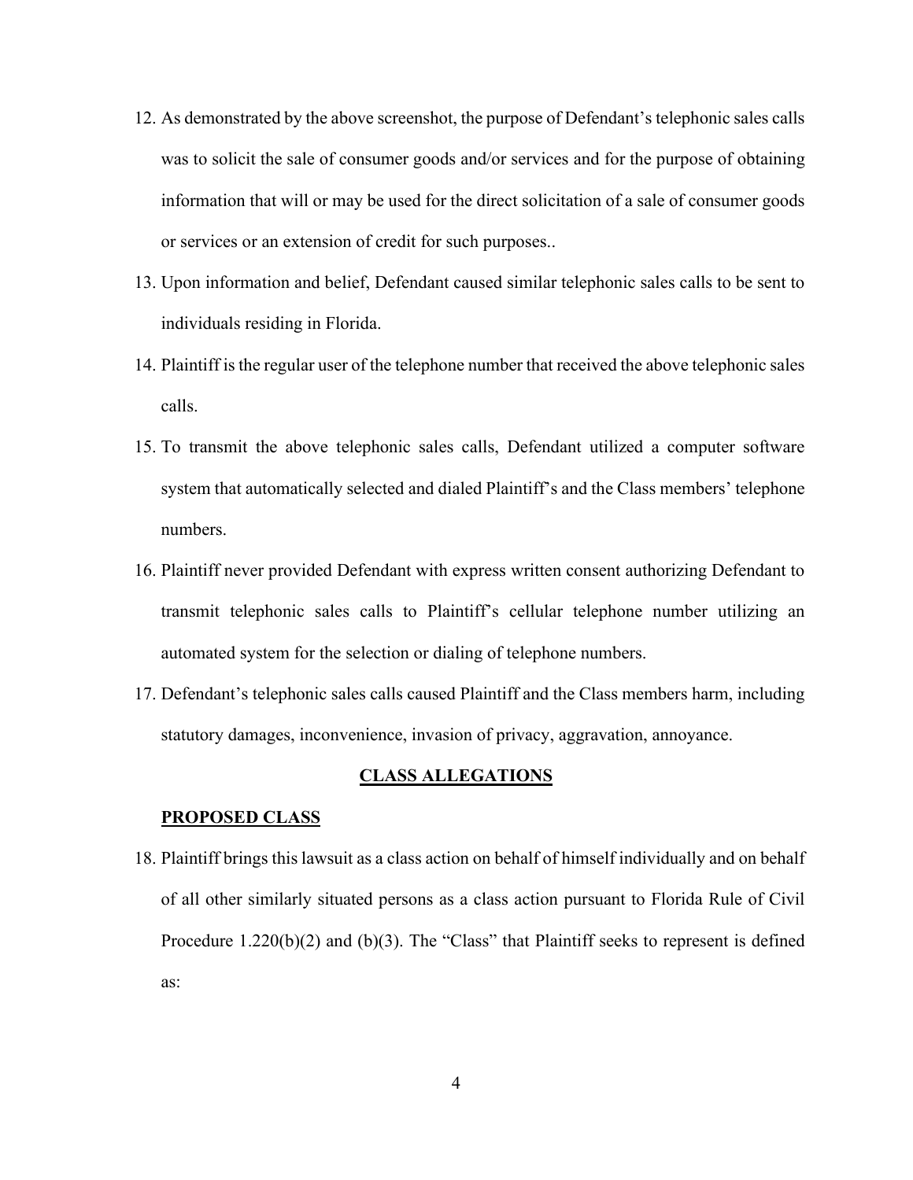12. As demonstrated by the above screenshot, the purpose of Defendant's telephonic sales calls was to solicit the sale of consumer goods and/or services and for the purpose of obtaining information that will or may be used for the direct solicitation of a sale of consumer goods or services or an extension of credit for such purposes..

13. Upon information and belief, Defendant caused similar telephonic sales calls to be sent to individuals residing in Florida.

14. Plaintiff is the regular user of the telephone number that received the above telephonic sales calls.

15. To transmit the above telephonic sales calls, Defendant utilized a computer software system that automatically selected and dialed Plaintiff's and the Class members' telephone numbers.

16. Plaintiff never provided Defendant with express written consent authorizing Defendant to transmit telephonic sales calls to Plaintiff's cellular telephone number utilizing an automated system for the selection or dialing of telephone numbers.

17. Defendant's telephonic sales calls caused Plaintiff and the Class members harm, including statutory damages, inconvenience, invasion of privacy, aggravation, annoyance.

## CLASS ALLEGATIONS

### PROPOSED CLASS

18. Plaintiff brings this lawsuit as a class action on behalf of himself individually and on behalf of all other similarly situated persons as a class action pursuant to Florida Rule of Civil Procedure 1.220(b)(2) and (b)(3). The "Class" that Plaintiff seeks to represent is defined as: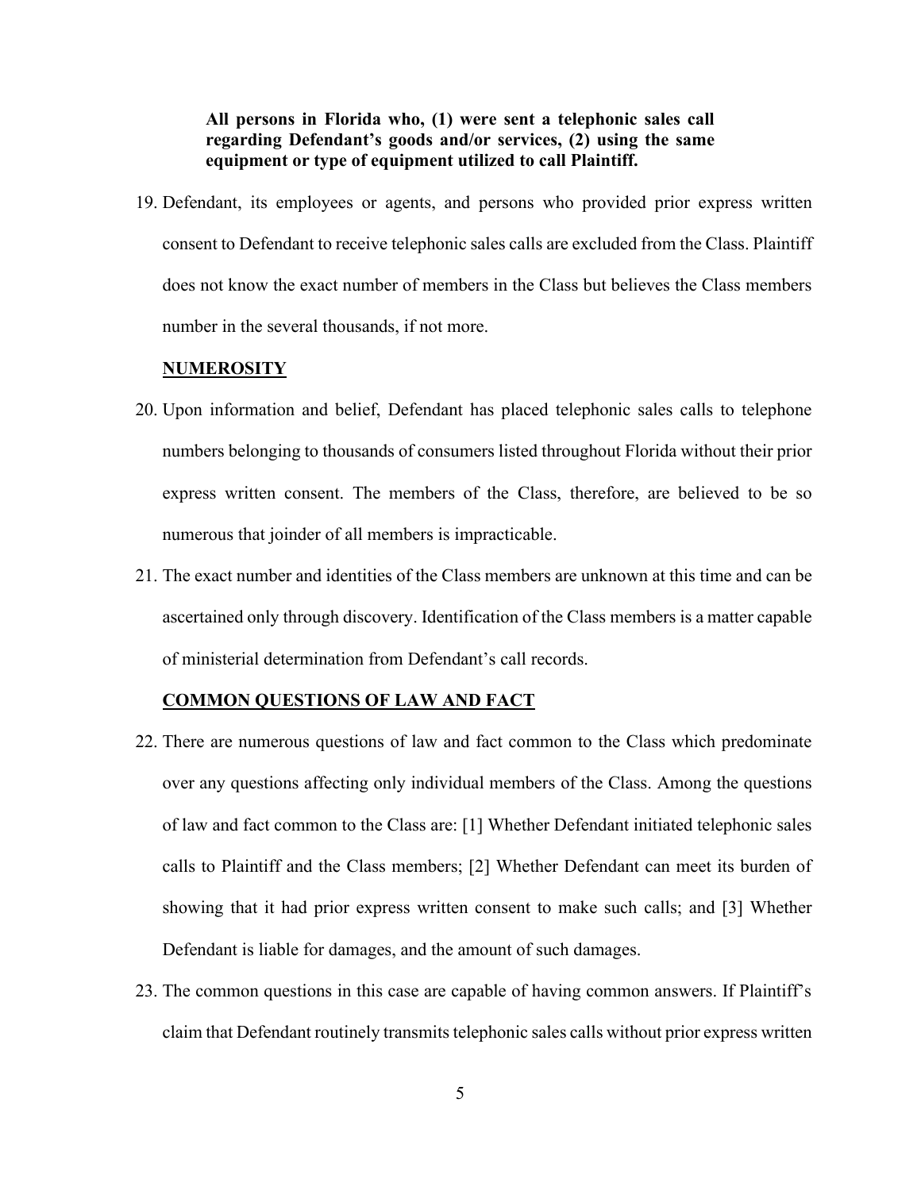**All persons in Florida who, (1) were sent a telephonic sales call regarding Defendant's goods and/or services, (2) using the same equipment or type of equipment utilized to call Plaintiff.**

19. Defendant, its employees or agents, and persons who provided prior express written consent to Defendant to receive telephonic sales calls are excluded from the Class. Plaintiff does not know the exact number of members in the Class but believes the Class members number in the several thousands, if not more.

**NUMEROSITY**

20. Upon information and belief, Defendant has placed telephonic sales calls to telephone numbers belonging to thousands of consumers listed throughout Florida without their prior express written consent. The members of the Class, therefore, are believed to be so numerous that joinder of all members is impracticable.

21. The exact number and identities of the Class members are unknown at this time and can be ascertained only through discovery. Identification of the Class members is a matter capable of ministerial determination from Defendant's call records.

**COMMON QUESTIONS OF LAW AND FACT**

22. There are numerous questions of law and fact common to the Class which predominate over any questions affecting only individual members of the Class. Among the questions of law and fact common to the Class are: [1] Whether Defendant initiated telephonic sales calls to Plaintiff and the Class members; [2] Whether Defendant can meet its burden of showing that it had prior express written consent to make such calls; and [3] Whether Defendant is liable for damages, and the amount of such damages.

23. The common questions in this case are capable of having common answers. If Plaintiff's claim that Defendant routinely transmits telephonic sales calls without prior express written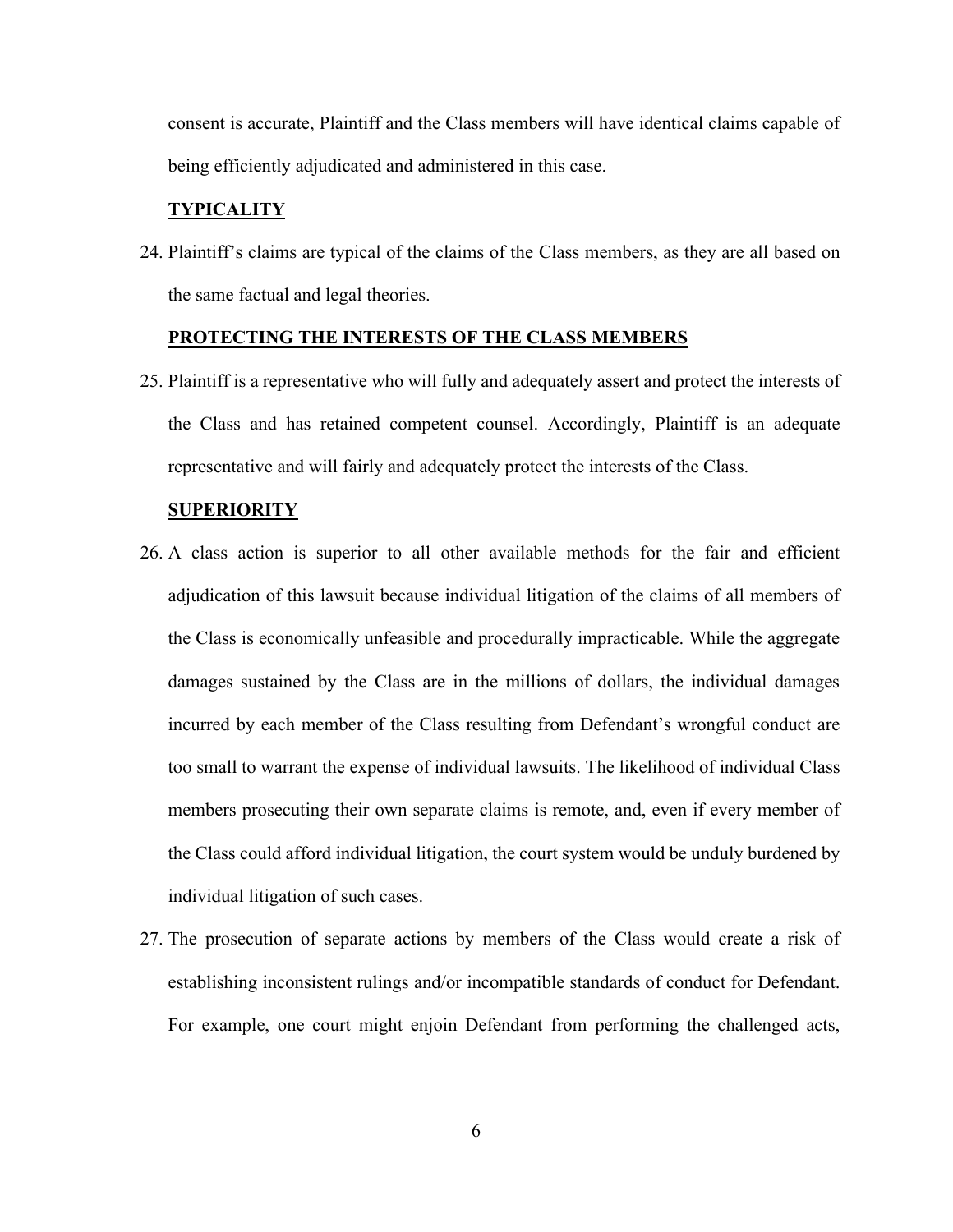consent is accurate, Plaintiff and the Class members will have identical claims capable of being efficiently adjudicated and administered in this case.

**TYPICALITY**

24. Plaintiff's claims are typical of the claims of the Class members, as they are all based on the same factual and legal theories.

**PROTECTING THE INTERESTS OF THE CLASS MEMBERS**

25. Plaintiff is a representative who will fully and adequately assert and protect the interests of the Class and has retained competent counsel. Accordingly, Plaintiff is an adequate representative and will fairly and adequately protect the interests of the Class.

**SUPERIORITY**

26. A class action is superior to all other available methods for the fair and efficient adjudication of this lawsuit because individual litigation of the claims of all members of the Class is economically unfeasible and procedurally impracticable. While the aggregate damages sustained by the Class are in the millions of dollars, the individual damages incurred by each member of the Class resulting from Defendant's wrongful conduct are too small to warrant the expense of individual lawsuits. The likelihood of individual Class members prosecuting their own separate claims is remote, and, even if every member of the Class could afford individual litigation, the court system would be unduly burdened by individual litigation of such cases.

27. The prosecution of separate actions by members of the Class would create a risk of establishing inconsistent rulings and/or incompatible standards of conduct for Defendant. For example, one court might enjoin Defendant from performing the challenged acts,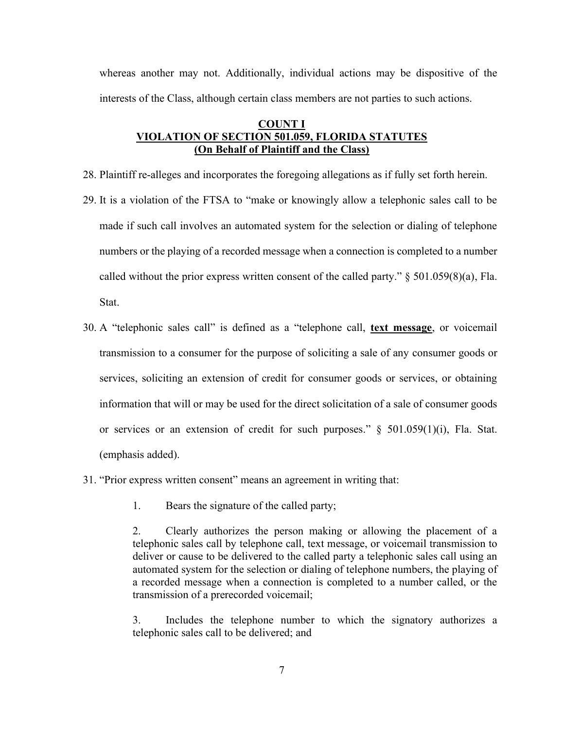whereas another may not. Additionally, individual actions may be dispositive of the interests of the Class, although certain class members are not parties to such actions.

**COUNT I**
**VIOLATION OF SECTION 501.059, FLORIDA STATUTES**
**(On Behalf of Plaintiff and the Class)**

28. Plaintiff re-alleges and incorporates the foregoing allegations as if fully set forth herein.

29. It is a violation of the FTSA to "make or knowingly allow a telephonic sales call to be made if such call involves an automated system for the selection or dialing of telephone numbers or the playing of a recorded message when a connection is completed to a number called without the prior express written consent of the called party." § 501.059(8)(a), Fla. Stat.

30. A "telephonic sales call" is defined as a "telephone call, **text message**, or voicemail transmission to a consumer for the purpose of soliciting a sale of any consumer goods or services, soliciting an extension of credit for consumer goods or services, or obtaining information that will or may be used for the direct solicitation of a sale of consumer goods or services or an extension of credit for such purposes." § 501.059(1)(i), Fla. Stat. (emphasis added).

31. "Prior express written consent" means an agreement in writing that:

> 1. Bears the signature of the called party;
>
> 2. Clearly authorizes the person making or allowing the placement of a telephonic sales call by telephone call, text message, or voicemail transmission to deliver or cause to be delivered to the called party a telephonic sales call using an automated system for the selection or dialing of telephone numbers, the playing of a recorded message when a connection is completed to a number called, or the transmission of a prerecorded voicemail;
>
> 3. Includes the telephone number to which the signatory authorizes a telephonic sales call to be delivered; and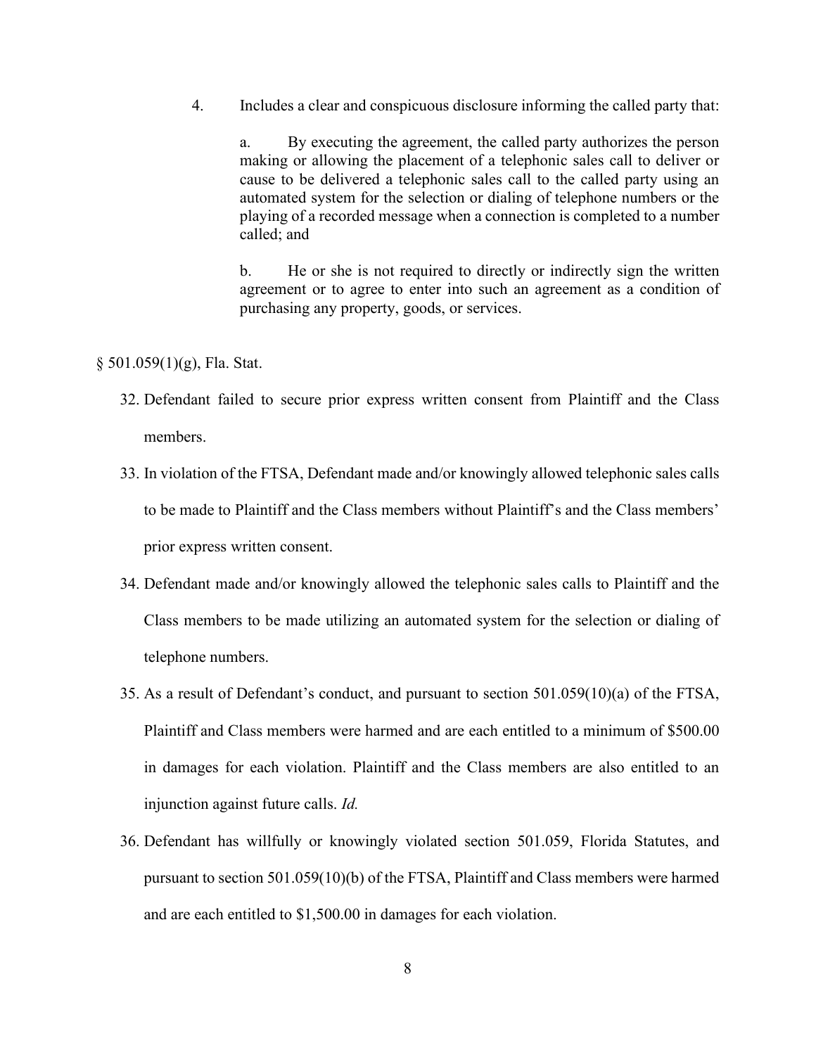> 4. Includes a clear and conspicuous disclosure informing the called party that:
>
> > a. By executing the agreement, the called party authorizes the person making or allowing the placement of a telephonic sales call to deliver or cause to be delivered a telephonic sales call to the called party using an automated system for the selection or dialing of telephone numbers or the playing of a recorded message when a connection is completed to a number called; and
> >
> > b. He or she is not required to directly or indirectly sign the written agreement or to agree to enter into such an agreement as a condition of purchasing any property, goods, or services.

§ 501.059(1)(g), Fla. Stat.

32. Defendant failed to secure prior express written consent from Plaintiff and the Class members.

33. In violation of the FTSA, Defendant made and/or knowingly allowed telephonic sales calls to be made to Plaintiff and the Class members without Plaintiff's and the Class members' prior express written consent.

34. Defendant made and/or knowingly allowed the telephonic sales calls to Plaintiff and the Class members to be made utilizing an automated system for the selection or dialing of telephone numbers.

35. As a result of Defendant's conduct, and pursuant to section 501.059(10)(a) of the FTSA, Plaintiff and Class members were harmed and are each entitled to a minimum of $500.00 in damages for each violation. Plaintiff and the Class members are also entitled to an injunction against future calls. *Id.*

36. Defendant has willfully or knowingly violated section 501.059, Florida Statutes, and pursuant to section 501.059(10)(b) of the FTSA, Plaintiff and Class members were harmed and are each entitled to $1,500.00 in damages for each violation.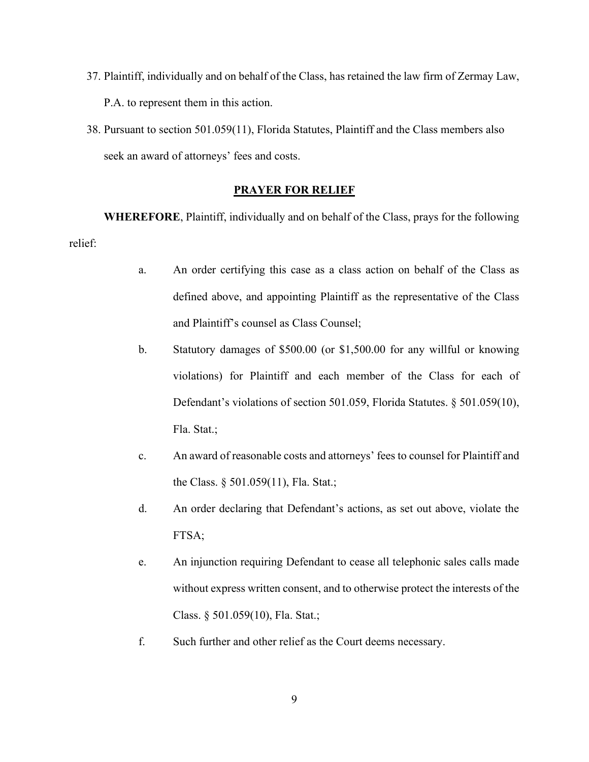37. Plaintiff, individually and on behalf of the Class, has retained the law firm of Zermay Law, P.A. to represent them in this action.

38. Pursuant to section 501.059(11), Florida Statutes, Plaintiff and the Class members also seek an award of attorneys' fees and costs.

## PRAYER FOR RELIEF

**WHEREFORE**, Plaintiff, individually and on behalf of the Class, prays for the following relief:

a. An order certifying this case as a class action on behalf of the Class as defined above, and appointing Plaintiff as the representative of the Class and Plaintiff's counsel as Class Counsel;

b. Statutory damages of $500.00 (or $1,500.00 for any willful or knowing violations) for Plaintiff and each member of the Class for each of Defendant's violations of section 501.059, Florida Statutes. § 501.059(10), Fla. Stat.;

c. An award of reasonable costs and attorneys' fees to counsel for Plaintiff and the Class. § 501.059(11), Fla. Stat.;

d. An order declaring that Defendant's actions, as set out above, violate the FTSA;

e. An injunction requiring Defendant to cease all telephonic sales calls made without express written consent, and to otherwise protect the interests of the Class. § 501.059(10), Fla. Stat.;

f. Such further and other relief as the Court deems necessary.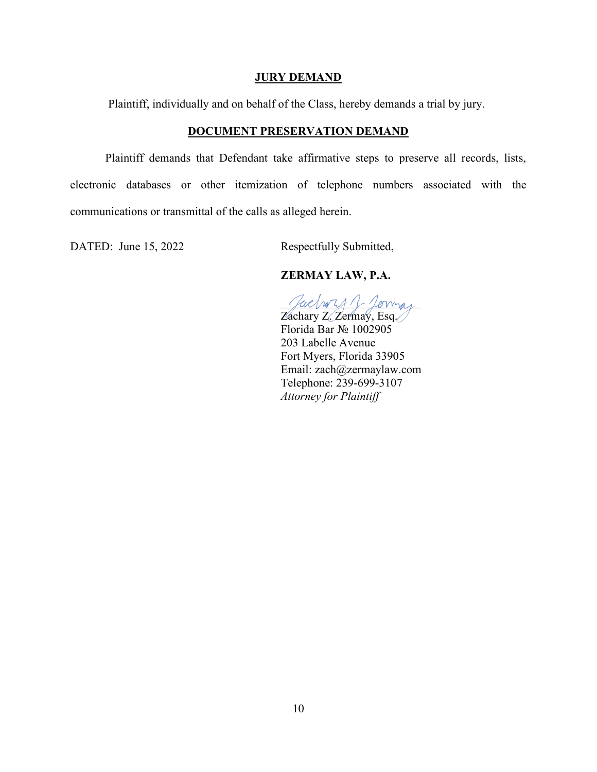## JURY DEMAND

Plaintiff, individually and on behalf of the Class, hereby demands a trial by jury.

## DOCUMENT PRESERVATION DEMAND

Plaintiff demands that Defendant take affirmative steps to preserve all records, lists, electronic databases or other itemization of telephone numbers associated with the communications or transmittal of the calls as alleged herein.

DATED: June 15, 2022

Respectfully Submitted,

**ZERMAY LAW, P.A.**

Zachary Z. Zermay, Esq.
Florida Bar № 1002905
203 Labelle Avenue
Fort Myers, Florida 33905
Email: zach@zermaylaw.com
Telephone: 239-699-3107
*Attorney for Plaintiff*